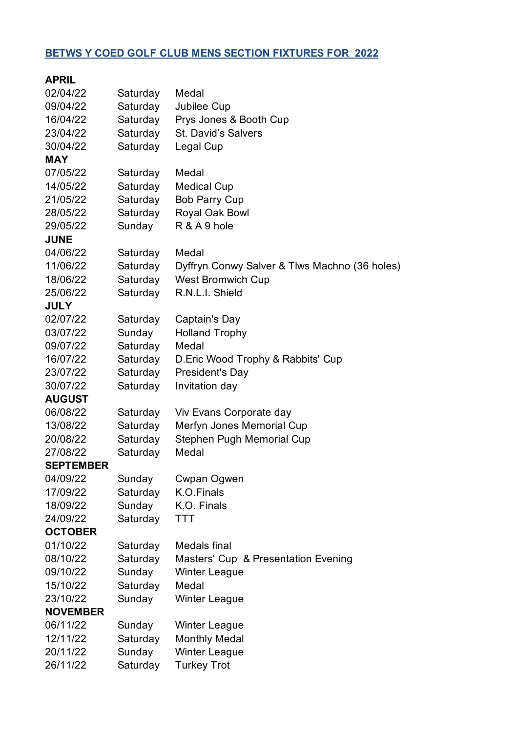# BETWS Y COED GOLF CLUB MENS SECTION FIXTURES FOR 2022

**APRIL**

| | | |
|---|---|---|
| 02/04/22 | Saturday | Medal |
| 09/04/22 | Saturday | Jubilee Cup |
| 16/04/22 | Saturday | Prys Jones & Booth Cup |
| 23/04/22 | Saturday | St. David’s Salvers |
| 30/04/22 | Saturday | Legal Cup |

**MAY**

| | | |
|---|---|---|
| 07/05/22 | Saturday | Medal |
| 14/05/22 | Saturday | Medical Cup |
| 21/05/22 | Saturday | Bob Parry Cup |
| 28/05/22 | Saturday | Royal Oak Bowl |
| 29/05/22 | Sunday | R & A 9 hole |

**JUNE**

| | | |
|---|---|---|
| 04/06/22 | Saturday | Medal |
| 11/06/22 | Saturday | Dyffryn Conwy Salver & Tlws Machno (36 holes) |
| 18/06/22 | Saturday | West Bromwich Cup |
| 25/06/22 | Saturday | R.N.L.I. Shield |

**JULY**

| | | |
|---|---|---|
| 02/07/22 | Saturday | Captain's Day |
| 03/07/22 | Sunday | Holland Trophy |
| 09/07/22 | Saturday | Medal |
| 16/07/22 | Saturday | D.Eric Wood Trophy & Rabbits' Cup |
| 23/07/22 | Saturday | President's Day |
| 30/07/22 | Saturday | Invitation day |

**AUGUST**

| | | |
|---|---|---|
| 06/08/22 | Saturday | Viv Evans Corporate day |
| 13/08/22 | Saturday | Merfyn Jones Memorial Cup |
| 20/08/22 | Saturday | Stephen Pugh Memorial Cup |
| 27/08/22 | Saturday | Medal |

**SEPTEMBER**

| | | |
|---|---|---|
| 04/09/22 | Sunday | Cwpan Ogwen |
| 17/09/22 | Saturday | K.O.Finals |
| 18/09/22 | Sunday | K.O. Finals |
| 24/09/22 | Saturday | TTT |

**OCTOBER**

| | | |
|---|---|---|
| 01/10/22 | Saturday | Medals final |
| 08/10/22 | Saturday | Masters' Cup & Presentation Evening |
| 09/10/22 | Sunday | Winter League |
| 15/10/22 | Saturday | Medal |
| 23/10/22 | Sunday | Winter League |

**NOVEMBER**

| | | |
|---|---|---|
| 06/11/22 | Sunday | Winter League |
| 12/11/22 | Saturday | Monthly Medal |
| 20/11/22 | Sunday | Winter League |
| 26/11/22 | Saturday | Turkey Trot |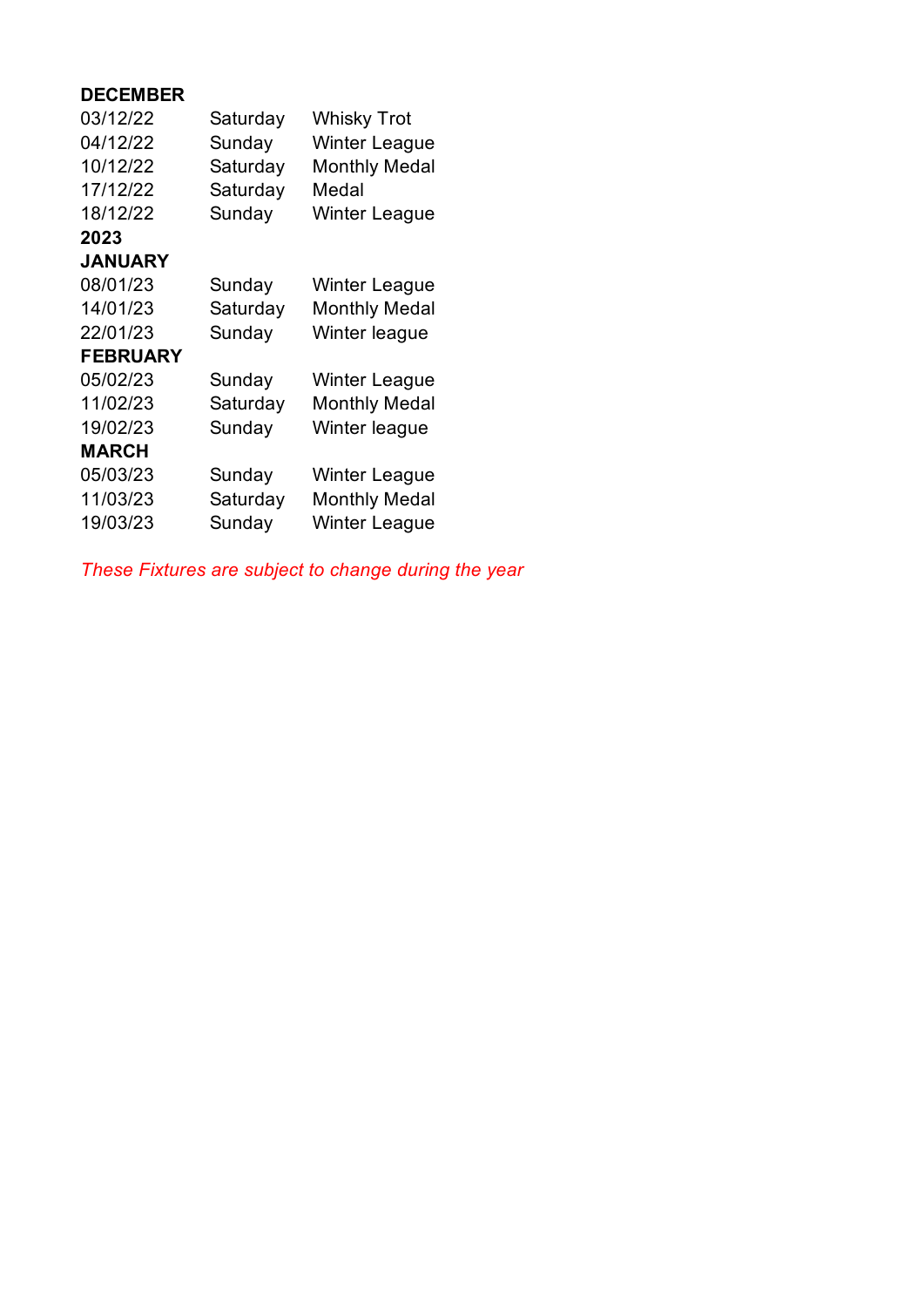**DECEMBER**

| | | |
|---|---|---|
| 03/12/22 | Saturday | Whisky Trot |
| 04/12/22 | Sunday | Winter League |
| 10/12/22 | Saturday | Monthly Medal |
| 17/12/22 | Saturday | Medal |
| 18/12/22 | Sunday | Winter League |
| **2023** | | |
| **JANUARY** | | |
| 08/01/23 | Sunday | Winter League |
| 14/01/23 | Saturday | Monthly Medal |
| 22/01/23 | Sunday | Winter league |
| **FEBRUARY** | | |
| 05/02/23 | Sunday | Winter League |
| 11/02/23 | Saturday | Monthly Medal |
| 19/02/23 | Sunday | Winter league |
| **MARCH** | | |
| 05/03/23 | Sunday | Winter League |
| 11/03/23 | Saturday | Monthly Medal |
| 19/03/23 | Sunday | Winter League |

*These Fixtures are subject to change during the year*